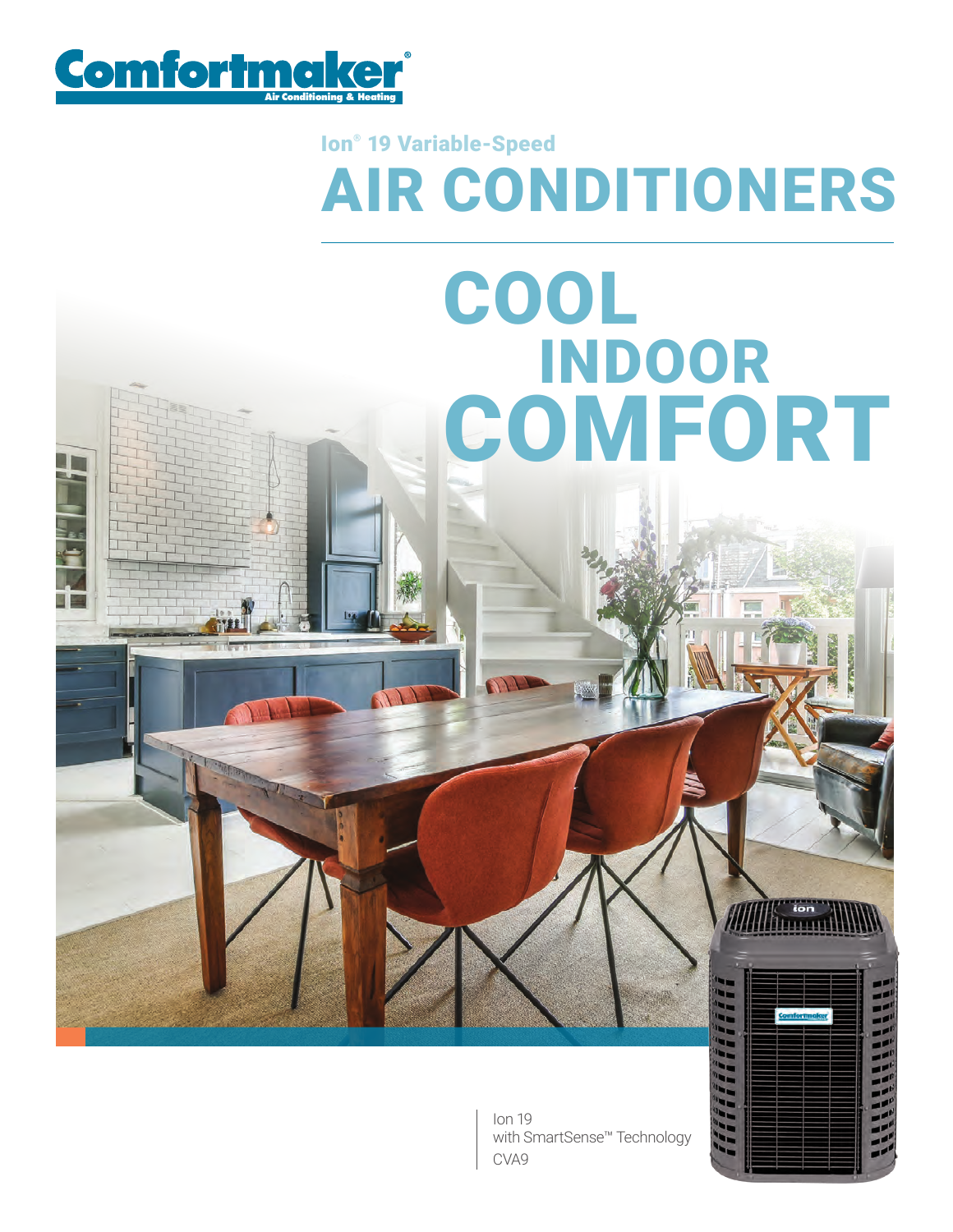Comfortmaker®
Air Conditioning & Heating

## Ion® 19 Variable-Speed

# AIR CONDITIONERS

# COOL INDOOR COMFORT

Ion 19
with SmartSense™ Technology
CVA9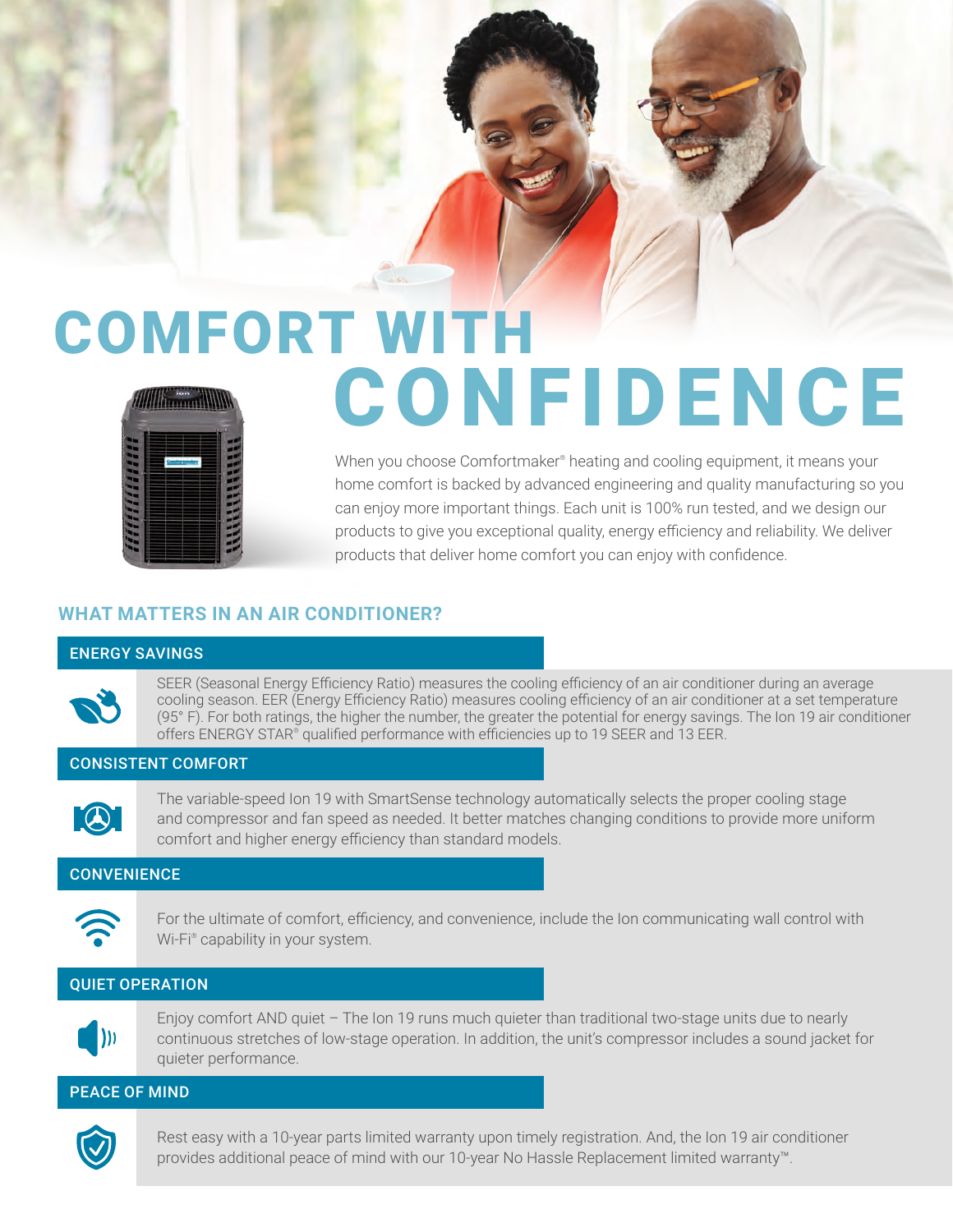# COMFORT WITH CONFIDENCE

When you choose Comfortmaker® heating and cooling equipment, it means your home comfort is backed by advanced engineering and quality manufacturing so you can enjoy more important things. Each unit is 100% run tested, and we design our products to give you exceptional quality, energy efficiency and reliability. We deliver products that deliver home comfort you can enjoy with confidence.

## WHAT MATTERS IN AN AIR CONDITIONER?

### ENERGY SAVINGS

SEER (Seasonal Energy Efficiency Ratio) measures the cooling efficiency of an air conditioner during an average cooling season. EER (Energy Efficiency Ratio) measures cooling efficiency of an air conditioner at a set temperature (95° F). For both ratings, the higher the number, the greater the potential for energy savings. The Ion 19 air conditioner offers ENERGY STAR® qualified performance with efficiencies up to 19 SEER and 13 EER.

### CONSISTENT COMFORT

The variable-speed Ion 19 with SmartSense technology automatically selects the proper cooling stage and compressor and fan speed as needed. It better matches changing conditions to provide more uniform comfort and higher energy efficiency than standard models.

### CONVENIENCE

For the ultimate of comfort, efficiency, and convenience, include the Ion communicating wall control with Wi-Fi® capability in your system.

### QUIET OPERATION

Enjoy comfort AND quiet – The Ion 19 runs much quieter than traditional two-stage units due to nearly continuous stretches of low-stage operation. In addition, the unit's compressor includes a sound jacket for quieter performance.

### PEACE OF MIND

Rest easy with a 10-year parts limited warranty upon timely registration. And, the Ion 19 air conditioner provides additional peace of mind with our 10-year No Hassle Replacement limited warranty™.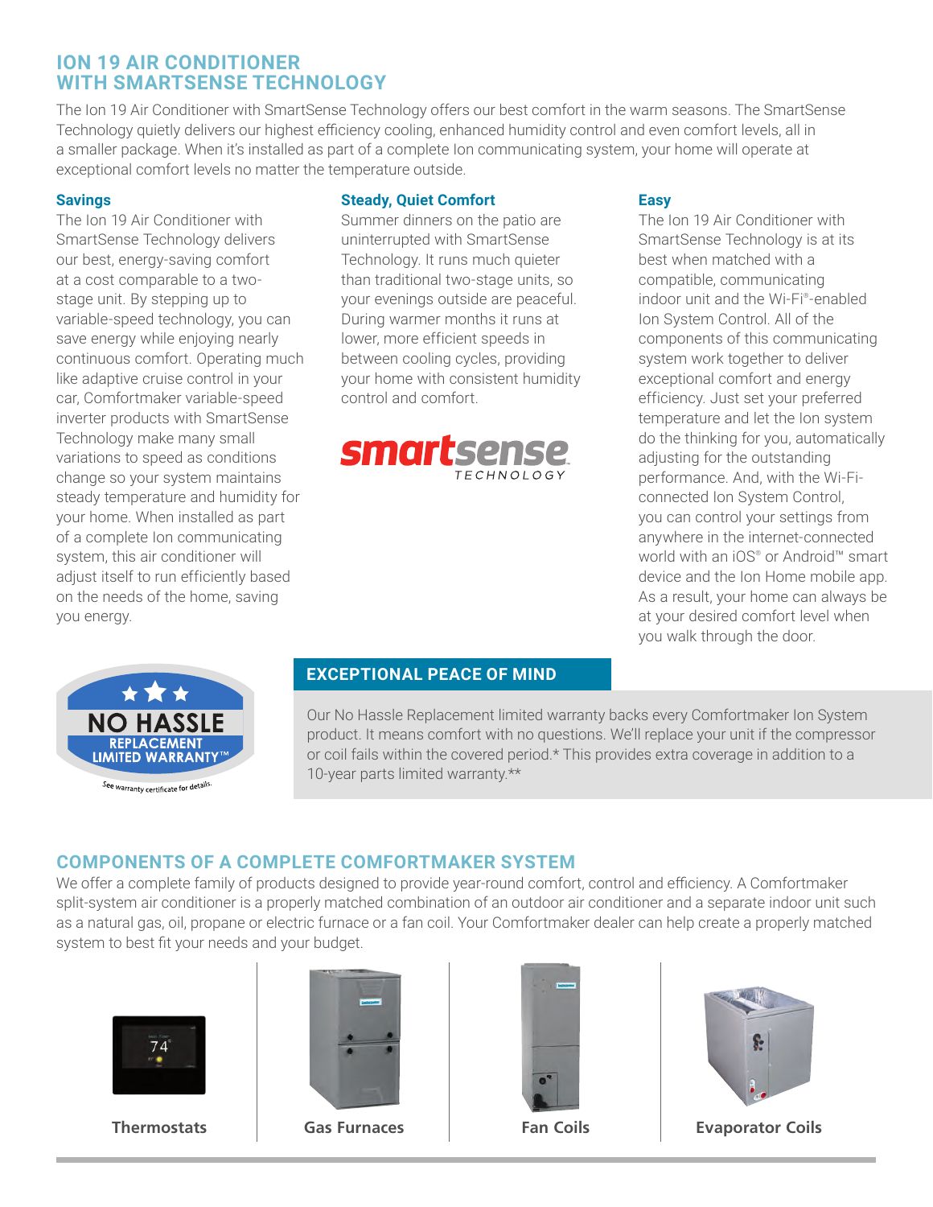## ION 19 AIR CONDITIONER WITH SMARTSENSE TECHNOLOGY

The Ion 19 Air Conditioner with SmartSense Technology offers our best comfort in the warm seasons. The SmartSense Technology quietly delivers our highest efficiency cooling, enhanced humidity control and even comfort levels, all in a smaller package. When it's installed as part of a complete Ion communicating system, your home will operate at exceptional comfort levels no matter the temperature outside.

### Savings

The Ion 19 Air Conditioner with SmartSense Technology delivers our best, energy-saving comfort at a cost comparable to a two-stage unit. By stepping up to variable-speed technology, you can save energy while enjoying nearly continuous comfort. Operating much like adaptive cruise control in your car, Comfortmaker variable-speed inverter products with SmartSense Technology make many small variations to speed as conditions change so your system maintains steady temperature and humidity for your home. When installed as part of a complete Ion communicating system, this air conditioner will adjust itself to run efficiently based on the needs of the home, saving you energy.

### Steady, Quiet Comfort

Summer dinners on the patio are uninterrupted with SmartSense Technology. It runs much quieter than traditional two-stage units, so your evenings outside are peaceful. During warmer months it runs at lower, more efficient speeds in between cooling cycles, providing your home with consistent humidity control and comfort.

smartsense TECHNOLOGY

### Easy

The Ion 19 Air Conditioner with SmartSense Technology is at its best when matched with a compatible, communicating indoor unit and the Wi-Fi®-enabled Ion System Control. All of the components of this communicating system work together to deliver exceptional comfort and energy efficiency. Just set your preferred temperature and let the Ion system do the thinking for you, automatically adjusting for the outstanding performance. And, with the Wi-Fi-connected Ion System Control, you can control your settings from anywhere in the internet-connected world with an iOS® or Android™ smart device and the Ion Home mobile app. As a result, your home can always be at your desired comfort level when you walk through the door.

NO HASSLE REPLACEMENT LIMITED WARRANTY™

See warranty certificate for details.

### EXCEPTIONAL PEACE OF MIND

Our No Hassle Replacement limited warranty backs every Comfortmaker Ion System product. It means comfort with no questions. We'll replace your unit if the compressor or coil fails within the covered period.* This provides extra coverage in addition to a 10-year parts limited warranty.**

## COMPONENTS OF A COMPLETE COMFORTMAKER SYSTEM

We offer a complete family of products designed to provide year-round comfort, control and efficiency. A Comfortmaker split-system air conditioner is a properly matched combination of an outdoor air conditioner and a separate indoor unit such as a natural gas, oil, propane or electric furnace or a fan coil. Your Comfortmaker dealer can help create a properly matched system to best fit your needs and your budget.

**Thermostats** | **Gas Furnaces** | **Fan Coils** | **Evaporator Coils**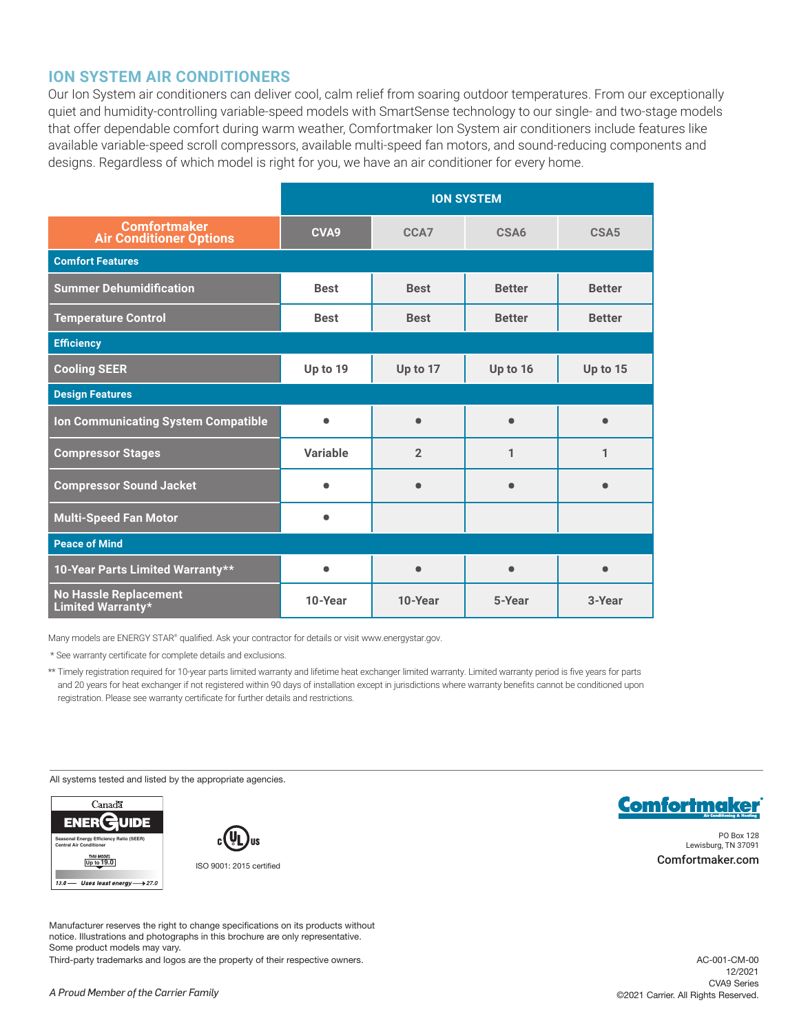## ION SYSTEM AIR CONDITIONERS

Our Ion System air conditioners can deliver cool, calm relief from soaring outdoor temperatures. From our exceptionally quiet and humidity-controlling variable-speed models with SmartSense technology to our single- and two-stage models that offer dependable comfort during warm weather, Comfortmaker Ion System air conditioners include features like available variable-speed scroll compressors, available multi-speed fan motors, and sound-reducing components and designs. Regardless of which model is right for you, we have an air conditioner for every home.

| | ION SYSTEM | | | |
|---|---|---|---|---|
| **Comfortmaker Air Conditioner Options** | **CVA9** | **CCA7** | **CSA6** | **CSA5** |
| **Comfort Features** | | | | |
| Summer Dehumidification | Best | Best | Better | Better |
| Temperature Control | Best | Best | Better | Better |
| **Efficiency** | | | | |
| Cooling SEER | Up to 19 | Up to 17 | Up to 16 | Up to 15 |
| **Design Features** | | | | |
| Ion Communicating System Compatible | ● | ● | ● | ● |
| Compressor Stages | Variable | 2 | 1 | 1 |
| Compressor Sound Jacket | ● | ● | ● | ● |
| Multi-Speed Fan Motor | ● | | | |
| **Peace of Mind** | | | | |
| 10-Year Parts Limited Warranty** | ● | ● | ● | ● |
| No Hassle Replacement Limited Warranty* | 10-Year | 10-Year | 5-Year | 3-Year |

Many models are ENERGY STAR® qualified. Ask your contractor for details or visit www.energystar.gov.

\* See warranty certificate for complete details and exclusions.

** Timely registration required for 10-year parts limited warranty and lifetime heat exchanger limited warranty. Limited warranty period is five years for parts and 20 years for heat exchanger if not registered within 90 days of installation except in jurisdictions where warranty benefits cannot be conditioned upon registration. Please see warranty certificate for further details and restrictions.

All systems tested and listed by the appropriate agencies.

Canada
ENERGUIDE
Seasonal Energy Efficiency Ratio (SEER)
Central Air Conditioner
THIS MODEL
Up to 19.0
13.0 — Uses least energy → 27.0

ISO 9001: 2015 certified

Comfortmaker
Air Conditioning & Heating

PO Box 128
Lewisburg, TN 37091

Comfortmaker.com

Manufacturer reserves the right to change specifications on its products without notice. Illustrations and photographs in this brochure are only representative. Some product models may vary.
Third-party trademarks and logos are the property of their respective owners.

*A Proud Member of the Carrier Family*

AC-001-CM-00
12/2021
CVA9 Series
©2021 Carrier. All Rights Reserved.